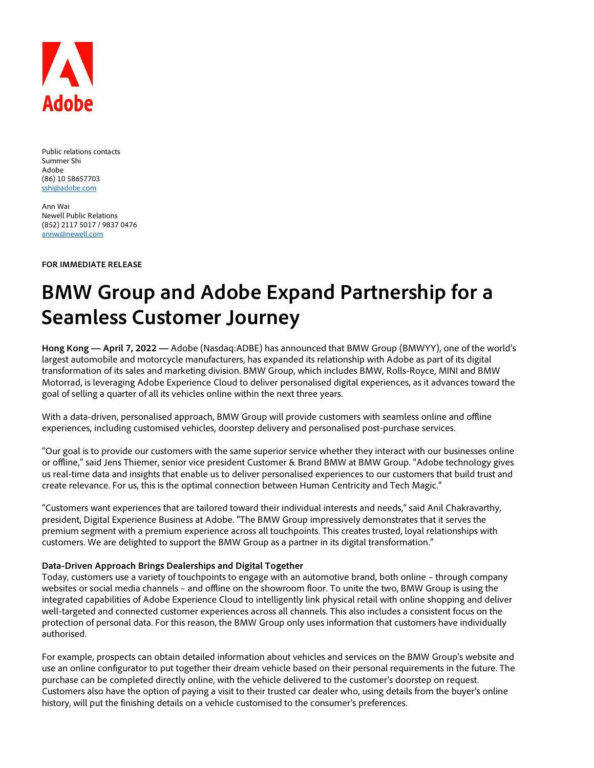Adobe

Public relations contacts
Summer Shi
Adobe
(86) 10 58657703
sshi@adobe.com

Ann Wai
Newell Public Relations
(852) 2117 5017 / 9837 0476
annw@newell.com

**FOR IMMEDIATE RELEASE**

# BMW Group and Adobe Expand Partnership for a Seamless Customer Journey

**Hong Kong — April 7, 2022 —** Adobe (Nasdaq:ADBE) has announced that BMW Group (BMWYY), one of the world's largest automobile and motorcycle manufacturers, has expanded its relationship with Adobe as part of its digital transformation of its sales and marketing division. BMW Group, which includes BMW, Rolls-Royce, MINI and BMW Motorrad, is leveraging Adobe Experience Cloud to deliver personalised digital experiences, as it advances toward the goal of selling a quarter of all its vehicles online within the next three years.

With a data-driven, personalised approach, BMW Group will provide customers with seamless online and offline experiences, including customised vehicles, doorstep delivery and personalised post-purchase services.

"Our goal is to provide our customers with the same superior service whether they interact with our businesses online or offline," said Jens Thiemer, senior vice president Customer & Brand BMW at BMW Group. "Adobe technology gives us real-time data and insights that enable us to deliver personalised experiences to our customers that build trust and create relevance. For us, this is the optimal connection between Human Centricity and Tech Magic."

"Customers want experiences that are tailored toward their individual interests and needs," said Anil Chakravarthy, president, Digital Experience Business at Adobe. "The BMW Group impressively demonstrates that it serves the premium segment with a premium experience across all touchpoints. This creates trusted, loyal relationships with customers. We are delighted to support the BMW Group as a partner in its digital transformation."

**Data-Driven Approach Brings Dealerships and Digital Together**

Today, customers use a variety of touchpoints to engage with an automotive brand, both online – through company websites or social media channels – and offline on the showroom floor. To unite the two, BMW Group is using the integrated capabilities of Adobe Experience Cloud to intelligently link physical retail with online shopping and deliver well-targeted and connected customer experiences across all channels. This also includes a consistent focus on the protection of personal data. For this reason, the BMW Group only uses information that customers have individually authorised.

For example, prospects can obtain detailed information about vehicles and services on the BMW Group's website and use an online configurator to put together their dream vehicle based on their personal requirements in the future. The purchase can be completed directly online, with the vehicle delivered to the customer's doorstep on request. Customers also have the option of paying a visit to their trusted car dealer who, using details from the buyer's online history, will put the finishing details on a vehicle customised to the consumer's preferences.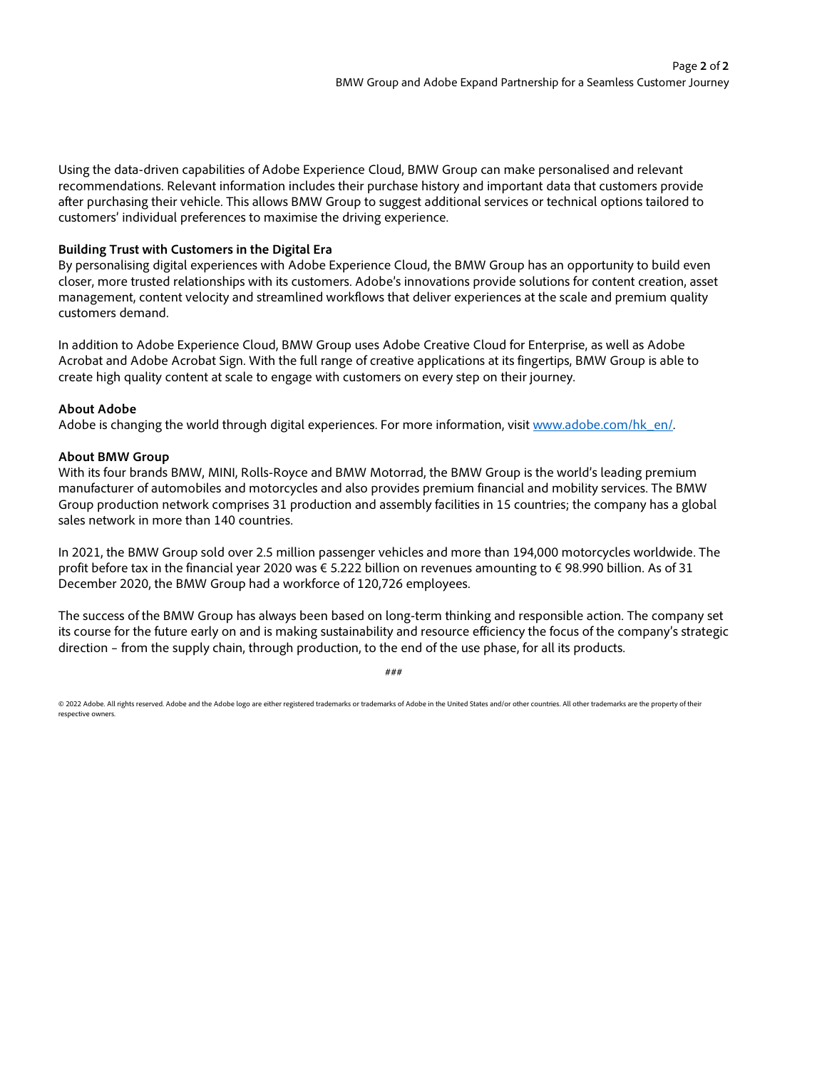Using the data-driven capabilities of Adobe Experience Cloud, BMW Group can make personalised and relevant recommendations. Relevant information includes their purchase history and important data that customers provide after purchasing their vehicle. This allows BMW Group to suggest additional services or technical options tailored to customers' individual preferences to maximise the driving experience.

**Building Trust with Customers in the Digital Era**

By personalising digital experiences with Adobe Experience Cloud, the BMW Group has an opportunity to build even closer, more trusted relationships with its customers. Adobe's innovations provide solutions for content creation, asset management, content velocity and streamlined workflows that deliver experiences at the scale and premium quality customers demand.

In addition to Adobe Experience Cloud, BMW Group uses Adobe Creative Cloud for Enterprise, as well as Adobe Acrobat and Adobe Acrobat Sign. With the full range of creative applications at its fingertips, BMW Group is able to create high quality content at scale to engage with customers on every step on their journey.

**About Adobe**

Adobe is changing the world through digital experiences. For more information, visit [www.adobe.com/hk_en/](www.adobe.com/hk_en/).

**About BMW Group**

With its four brands BMW, MINI, Rolls-Royce and BMW Motorrad, the BMW Group is the world's leading premium manufacturer of automobiles and motorcycles and also provides premium financial and mobility services. The BMW Group production network comprises 31 production and assembly facilities in 15 countries; the company has a global sales network in more than 140 countries.

In 2021, the BMW Group sold over 2.5 million passenger vehicles and more than 194,000 motorcycles worldwide. The profit before tax in the financial year 2020 was € 5.222 billion on revenues amounting to € 98.990 billion. As of 31 December 2020, the BMW Group had a workforce of 120,726 employees.

The success of the BMW Group has always been based on long-term thinking and responsible action. The company set its course for the future early on and is making sustainability and resource efficiency the focus of the company's strategic direction – from the supply chain, through production, to the end of the use phase, for all its products.

###

© 2022 Adobe. All rights reserved. Adobe and the Adobe logo are either registered trademarks or trademarks of Adobe in the United States and/or other countries. All other trademarks are the property of their respective owners.